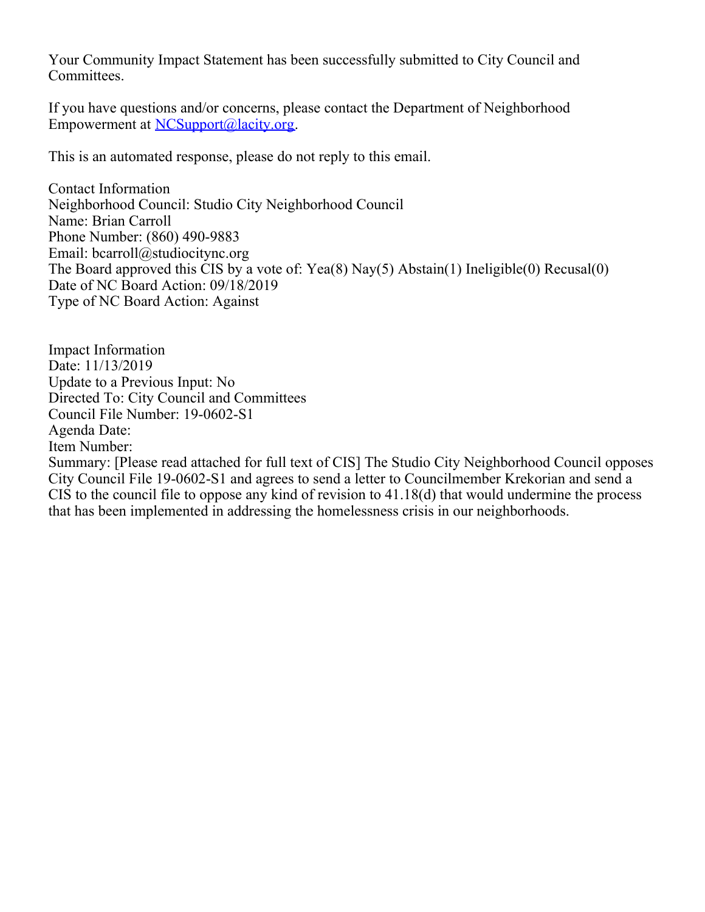Your Community Impact Statement has been successfully submitted to City Council and Committees.

If you have questions and/or concerns, please contact the Department of Neighborhood Empowerment at [NCSupport@lacity.org](mailto:NCSupport@lacity.org).

This is an automated response, please do not reply to this email.

Contact Information
Neighborhood Council: Studio City Neighborhood Council
Name: Brian Carroll
Phone Number: (860) 490-9883
Email: bcarroll@studiocitync.org
The Board approved this CIS by a vote of: Yea(8) Nay(5) Abstain(1) Ineligible(0) Recusal(0)
Date of NC Board Action: 09/18/2019
Type of NC Board Action: Against

Impact Information
Date: 11/13/2019
Update to a Previous Input: No
Directed To: City Council and Committees
Council File Number: 19-0602-S1
Agenda Date:
Item Number:
Summary: [Please read attached for full text of CIS] The Studio City Neighborhood Council opposes City Council File 19-0602-S1 and agrees to send a letter to Councilmember Krekorian and send a CIS to the council file to oppose any kind of revision to 41.18(d) that would undermine the process that has been implemented in addressing the homelessness crisis in our neighborhoods.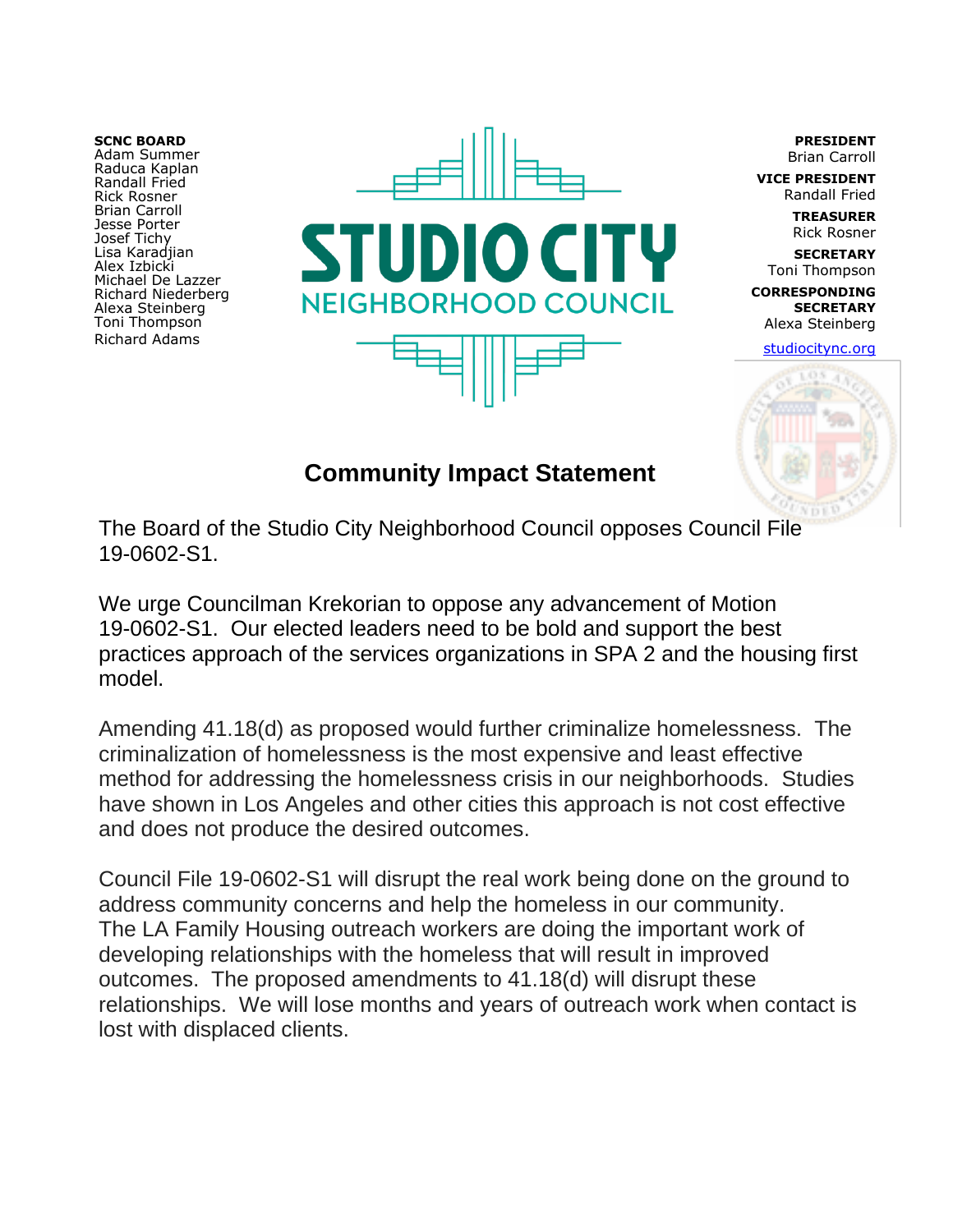**SCNC BOARD**
Adam Summer
Raduca Kaplan
Randall Fried
Rick Rosner
Brian Carroll
Jesse Porter
Josef Tichy
Lisa Karadjian
Alex Izbicki
Michael De Lazzer
Richard Niederberg
Alexa Steinberg
Toni Thompson
Richard Adams

# STUDIO CITY NEIGHBORHOOD COUNCIL

**PRESIDENT**
Brian Carroll

**VICE PRESIDENT**
Randall Fried

**TREASURER**
Rick Rosner

**SECRETARY**
Toni Thompson

**CORRESPONDING SECRETARY**
Alexa Steinberg

studiocitync.org

## Community Impact Statement

The Board of the Studio City Neighborhood Council opposes Council File 19-0602-S1.

We urge Councilman Krekorian to oppose any advancement of Motion 19-0602-S1. Our elected leaders need to be bold and support the best practices approach of the services organizations in SPA 2 and the housing first model.

Amending 41.18(d) as proposed would further criminalize homelessness. The criminalization of homelessness is the most expensive and least effective method for addressing the homelessness crisis in our neighborhoods. Studies have shown in Los Angeles and other cities this approach is not cost effective and does not produce the desired outcomes.

Council File 19-0602-S1 will disrupt the real work being done on the ground to address community concerns and help the homeless in our community. The LA Family Housing outreach workers are doing the important work of developing relationships with the homeless that will result in improved outcomes. The proposed amendments to 41.18(d) will disrupt these relationships. We will lose months and years of outreach work when contact is lost with displaced clients.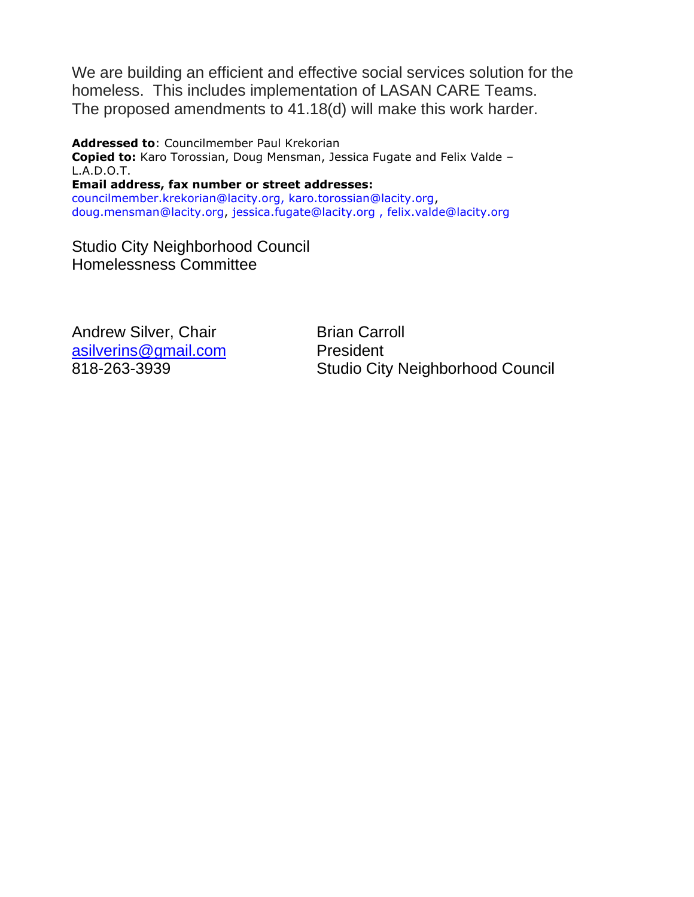We are building an efficient and effective social services solution for the homeless. This includes implementation of LASAN CARE Teams. The proposed amendments to 41.18(d) will make this work harder.

**Addressed to**: Councilmember Paul Krekorian
**Copied to:** Karo Torossian, Doug Mensman, Jessica Fugate and Felix Valde – L.A.D.O.T.
**Email address, fax number or street addresses:**
councilmember.krekorian@lacity.org, karo.torossian@lacity.org, doug.mensman@lacity.org, jessica.fugate@lacity.org , felix.valde@lacity.org

Studio City Neighborhood Council
Homelessness Committee

Andrew Silver, Chair
asilverins@gmail.com
818-263-3939

Brian Carroll
President
Studio City Neighborhood Council